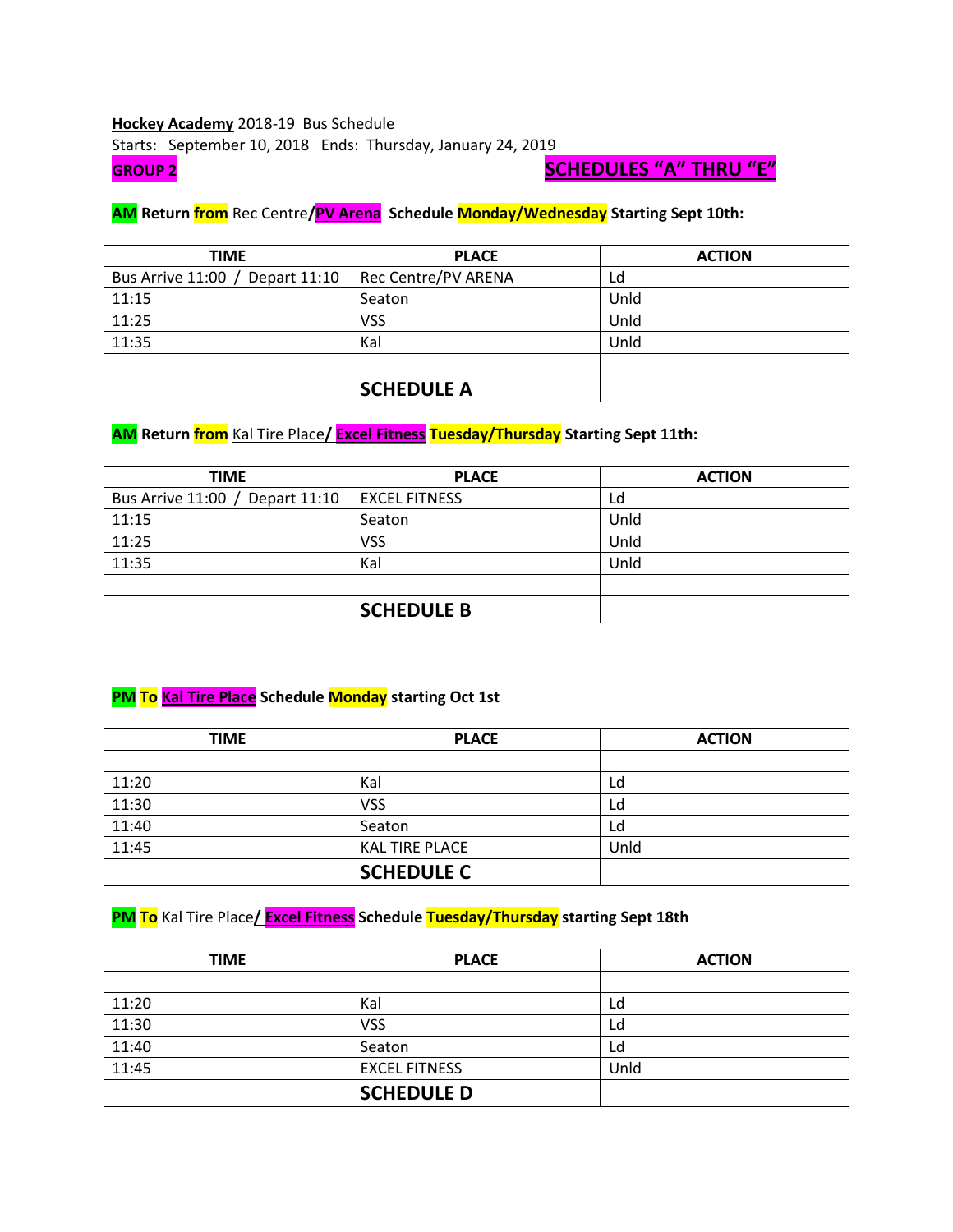**Hockey Academy** 2018-19 Bus Schedule
Starts: September 10, 2018 Ends: Thursday, January 24, 2019

**GROUP 2** **SCHEDULES "A" THRU "E"**

**AM Return from** Rec Centre/**PV Arena** **Schedule Monday/Wednesday Starting Sept 10th:**

| TIME | PLACE | ACTION |
|---|---|---|
| Bus Arrive 11:00 / Depart 11:10 | Rec Centre/PV ARENA | Ld |
| 11:15 | Seaton | Unld |
| 11:25 | VSS | Unld |
| 11:35 | Kal | Unld |
| | | |
| | **SCHEDULE A** | |

**AM Return from** Kal Tire Place/ **Excel Fitness** **Tuesday/Thursday Starting Sept 11th:**

| TIME | PLACE | ACTION |
|---|---|---|
| Bus Arrive 11:00 / Depart 11:10 | EXCEL FITNESS | Ld |
| 11:15 | Seaton | Unld |
| 11:25 | VSS | Unld |
| 11:35 | Kal | Unld |
| | | |
| | **SCHEDULE B** | |

**PM To Kal Tire Place Schedule Monday starting Oct 1st**

| TIME | PLACE | ACTION |
|---|---|---|
| | | |
| 11:20 | Kal | Ld |
| 11:30 | VSS | Ld |
| 11:40 | Seaton | Ld |
| 11:45 | KAL TIRE PLACE | Unld |
| | **SCHEDULE C** | |

**PM To** Kal Tire Place**/ Excel Fitness Schedule Tuesday/Thursday starting Sept 18th**

| TIME | PLACE | ACTION |
|---|---|---|
| | | |
| 11:20 | Kal | Ld |
| 11:30 | VSS | Ld |
| 11:40 | Seaton | Ld |
| 11:45 | EXCEL FITNESS | Unld |
| | **SCHEDULE D** | |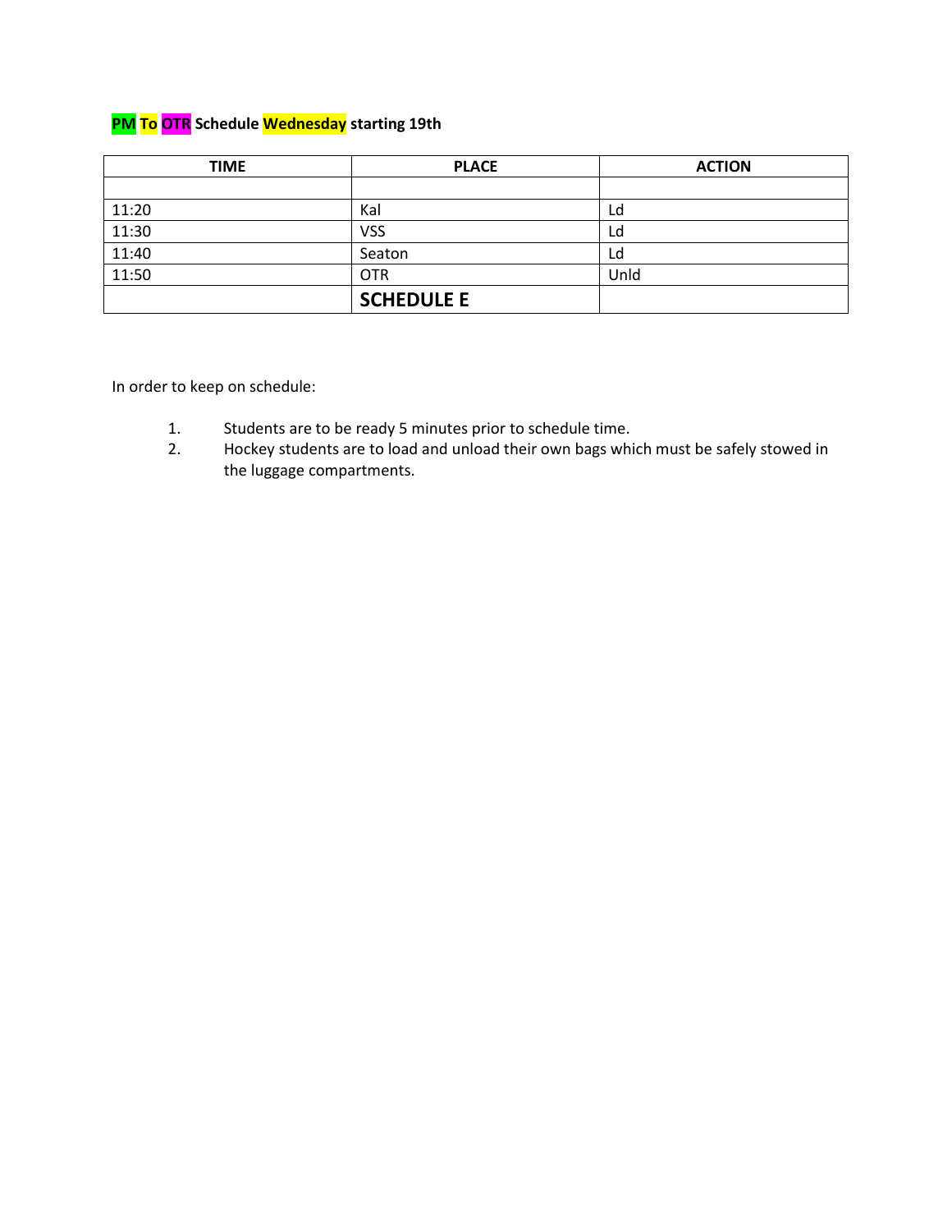**PM To OTR Schedule Wednesday starting 19th**

| TIME | PLACE | ACTION |
|---|---|---|
| | | |
| 11:20 | Kal | Ld |
| 11:30 | VSS | Ld |
| 11:40 | Seaton | Ld |
| 11:50 | OTR | Unld |
| | **SCHEDULE E** | |

In order to keep on schedule:

1. Students are to be ready 5 minutes prior to schedule time.
2. Hockey students are to load and unload their own bags which must be safely stowed in the luggage compartments.